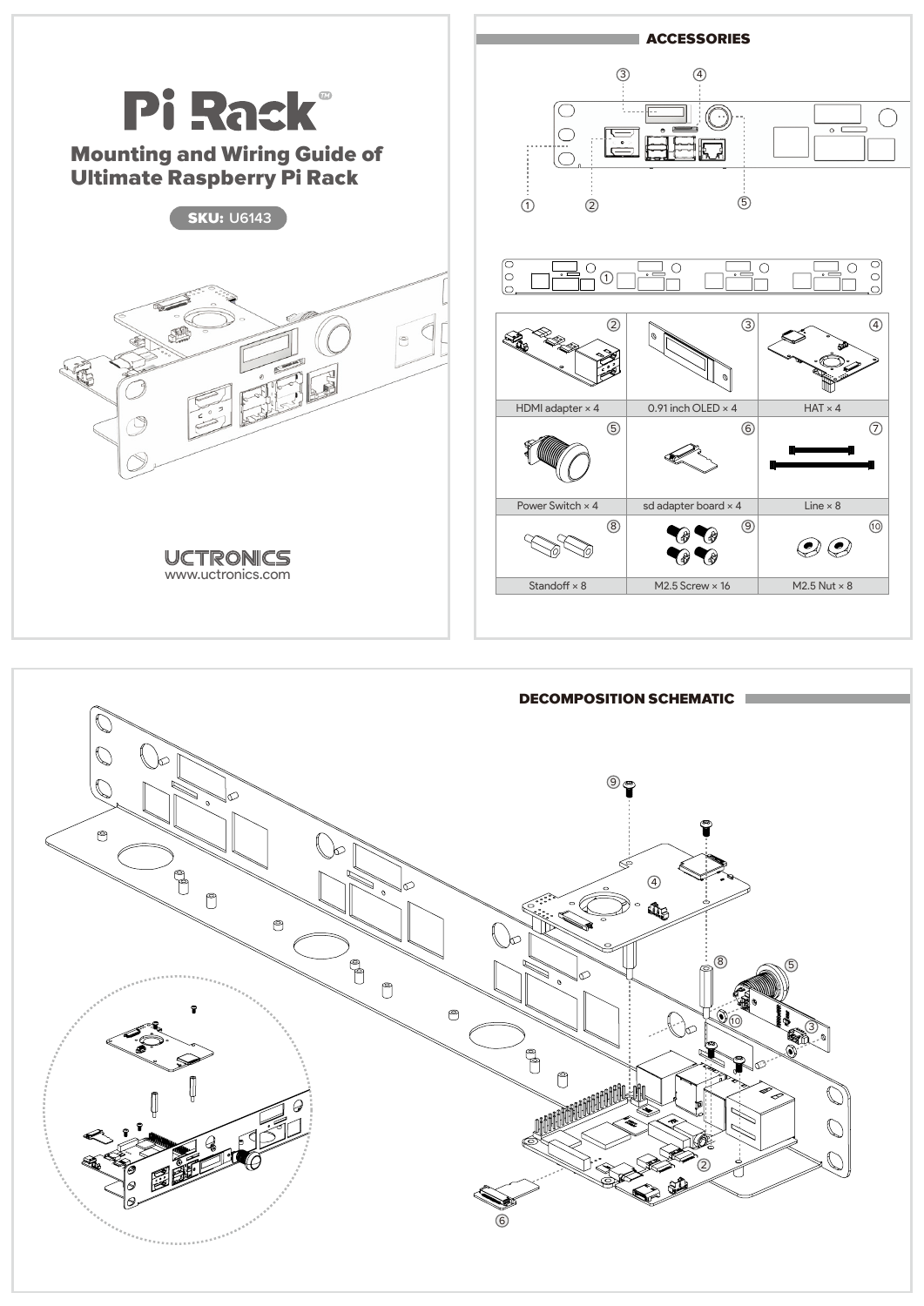# Pi Rack™

## Mounting and Wiring Guide of Ultimate Raspberry Pi Rack

**SKU:** U6143

UCTRONICS
www.uctronics.com

## ACCESSORIES

| ② | ③ | ④ |
|---|---|---|
| HDMI adapter × 4 | 0.91 inch OLED × 4 | HAT × 4 |
| ⑤ | ⑥ | ⑦ |
| Power Switch × 4 | sd adapter board × 4 | Line × 8 |
| ⑧ | ⑨ | ⑩ |
| Standoff × 8 | M2.5 Screw × 16 | M2.5 Nut × 8 |

## DECOMPOSITION SCHEMATIC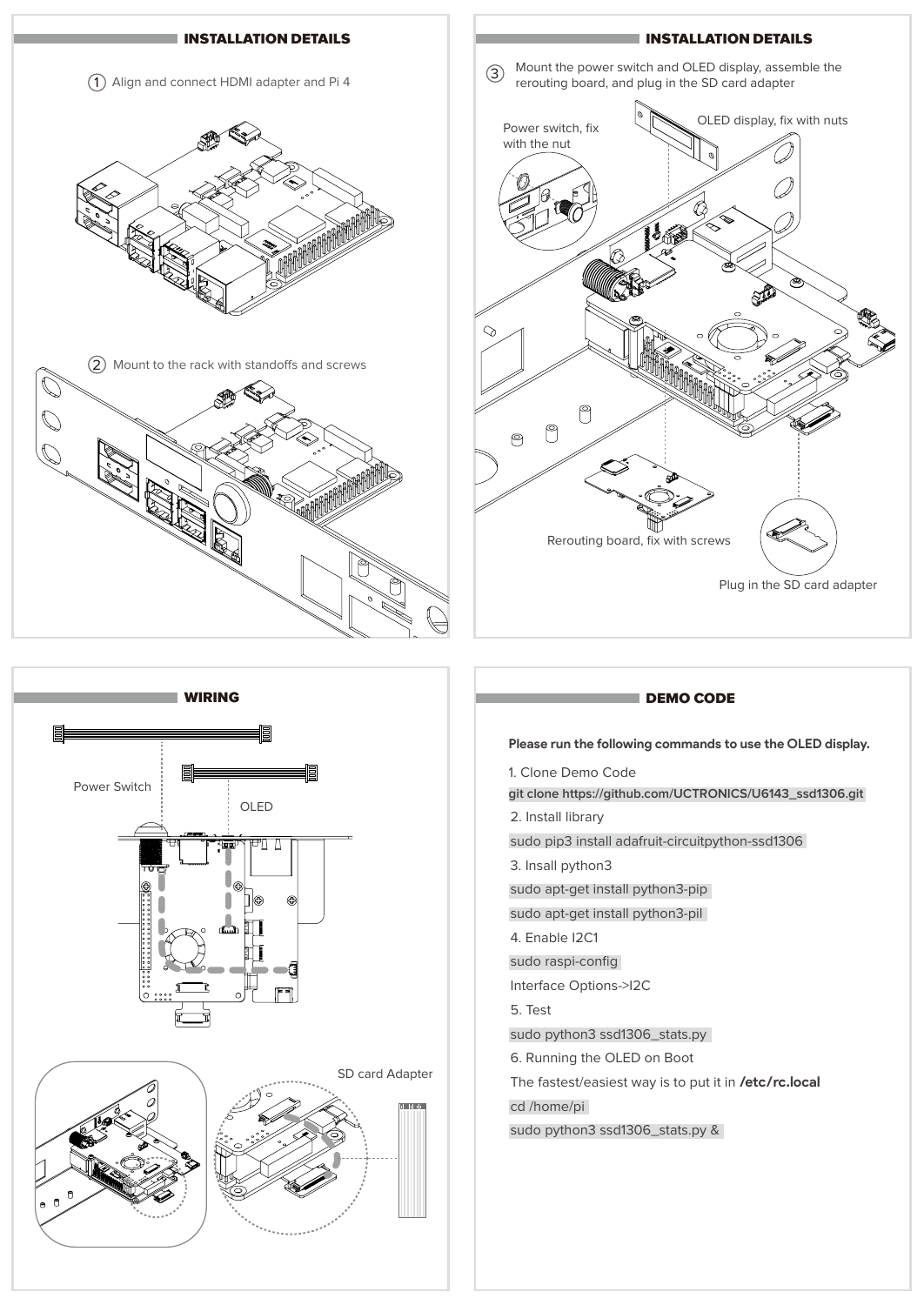## INSTALLATION DETAILS

① Align and connect HDMI adapter and Pi 4

② Mount to the rack with standoffs and screws

## INSTALLATION DETAILS

③ Mount the power switch and OLED display, assemble the rerouting board, and plug in the SD card adapter

Power switch, fix with the nut

OLED display, fix with nuts

Rerouting board, fix with screws

Plug in the SD card adapter

## WIRING

Power Switch

OLED

SD card Adapter

## DEMO CODE

**Please run the following commands to use the OLED display.**

1. Clone Demo Code

```
git clone https://github.com/UCTRONICS/U6143_ssd1306.git
```

2. Install library

```
sudo pip3 install adafruit-circuitpython-ssd1306
```

3. Insall python3

```
sudo apt-get install python3-pip
sudo apt-get install python3-pil
```

4. Enable I2C1

```
sudo raspi-config
```

Interface Options->I2C

5. Test

```
sudo python3 ssd1306_stats.py
```

6. Running the OLED on Boot

The fastest/easiest way is to put it in **/etc/rc.local**

```
cd /home/pi
sudo python3 ssd1306_stats.py &
```